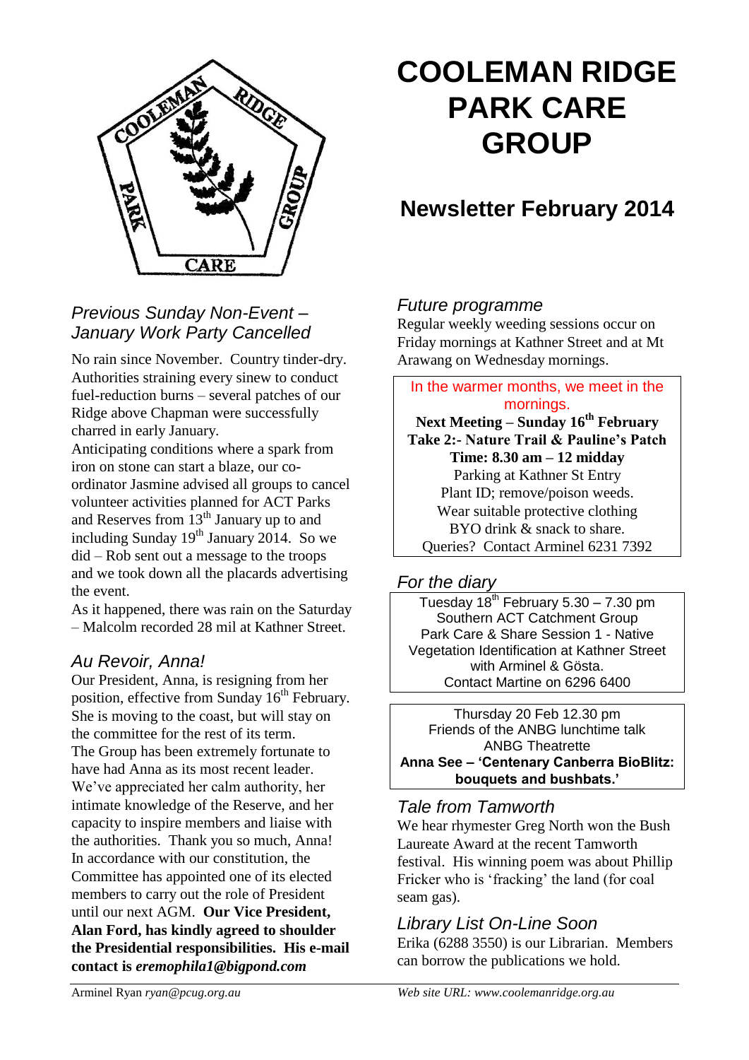# COOLEMAN RIDGE PARK CARE GROUP

## Newsletter February 2014

### *Previous Sunday Non-Event – January Work Party Cancelled*

No rain since November. Country tinder-dry. Authorities straining every sinew to conduct fuel-reduction burns – several patches of our Ridge above Chapman were successfully charred in early January.

Anticipating conditions where a spark from iron on stone can start a blaze, our co-ordinator Jasmine advised all groups to cancel volunteer activities planned for ACT Parks and Reserves from 13th January up to and including Sunday 19th January 2014. So we did – Rob sent out a message to the troops and we took down all the placards advertising the event.

As it happened, there was rain on the Saturday – Malcolm recorded 28 mil at Kathner Street.

### *Au Revoir, Anna!*

Our President, Anna, is resigning from her position, effective from Sunday 16th February. She is moving to the coast, but will stay on the committee for the rest of its term.

The Group has been extremely fortunate to have had Anna as its most recent leader. We've appreciated her calm authority, her intimate knowledge of the Reserve, and her capacity to inspire members and liaise with the authorities. Thank you so much, Anna!

In accordance with our constitution, the Committee has appointed one of its elected members to carry out the role of President until our next AGM. **Our Vice President, Alan Ford, has kindly agreed to shoulder the Presidential responsibilities. His e-mail contact is *eremophila1@bigpond.com***

### *Future programme*

Regular weekly weeding sessions occur on Friday mornings at Kathner Street and at Mt Arawang on Wednesday mornings.

In the warmer months, we meet in the mornings.
**Next Meeting – Sunday 16th February**
**Take 2:- Nature Trail & Pauline's Patch**
**Time: 8.30 am – 12 midday**
Parking at Kathner St Entry
Plant ID; remove/poison weeds.
Wear suitable protective clothing
BYO drink & snack to share.
Queries? Contact Arminel 6231 7392

### *For the diary*

Tuesday 18th February 5.30 – 7.30 pm
Southern ACT Catchment Group
Park Care & Share Session 1 - Native Vegetation Identification at Kathner Street with Arminel & Gösta.
Contact Martine on 6296 6400

Thursday 20 Feb 12.30 pm
Friends of the ANBG lunchtime talk
ANBG Theatrette
**Anna See – 'Centenary Canberra BioBlitz: bouquets and bushbats.'**

### *Tale from Tamworth*

We hear rhymester Greg North won the Bush Laureate Award at the recent Tamworth festival. His winning poem was about Phillip Fricker who is 'fracking' the land (for coal seam gas).

### *Library List On-Line Soon*

Erika (6288 3550) is our Librarian. Members can borrow the publications we hold.

Arminel Ryan *ryan@pcug.org.au*

*Web site URL: www.coolemanridge.org.au*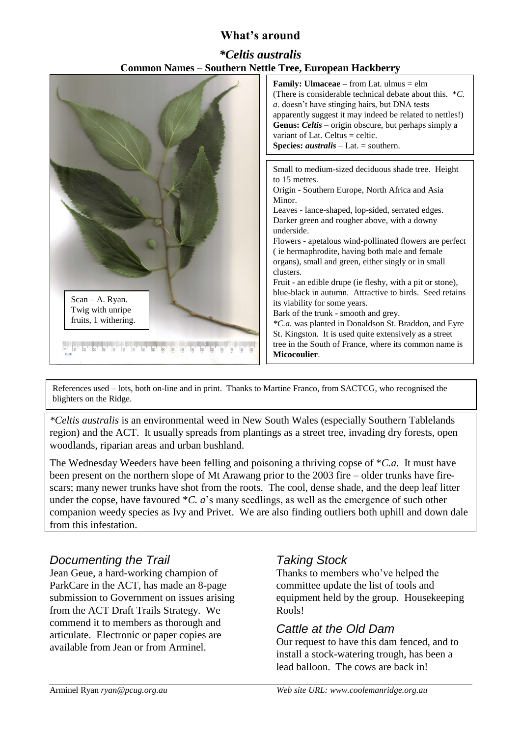## What's around

### *\*Celtis australis*

**Common Names – Southern Nettle Tree, European Hackberry**

Scan – A. Ryan. Twig with unripe fruits, 1 withering.

**Family: Ulmaceae –** from Lat. ulmus = elm (There is considerable technical debate about this. \**C. a*. doesn't have stinging hairs, but DNA tests apparently suggest it may indeed be related to nettles!)
**Genus:** ***Celtis*** – origin obscure, but perhaps simply a variant of Lat. Celtus = celtic.
**Species:** ***australis*** – Lat. = southern.

Small to medium-sized deciduous shade tree. Height to 15 metres.
Origin - Southern Europe, North Africa and Asia Minor.
Leaves - lance-shaped, lop-sided, serrated edges. Darker green and rougher above, with a downy underside.
Flowers - apetalous wind-pollinated flowers are perfect ( ie hermaphrodite, having both male and female organs), small and green, either singly or in small clusters.
Fruit - an edible drupe (ie fleshy, with a pit or stone), blue-black in autumn. Attractive to birds. Seed retains its viability for some years.
Bark of the trunk - smooth and grey.
*\*C.a.* was planted in Donaldson St. Braddon, and Eyre St. Kingston. It is used quite extensively as a street tree in the South of France, where its common name is **Micocoulier**.

References used – lots, both on-line and in print. Thanks to Martine Franco, from SACTCG, who recognised the blighters on the Ridge.

*\*Celtis australis* is an environmental weed in New South Wales (especially Southern Tablelands region) and the ACT. It usually spreads from plantings as a street tree, invading dry forests, open woodlands, riparian areas and urban bushland.

The Wednesday Weeders have been felling and poisoning a thriving copse of \**C.a.* It must have been present on the northern slope of Mt Arawang prior to the 2003 fire – older trunks have fire-scars; many newer trunks have shot from the roots. The cool, dense shade, and the deep leaf litter under the copse, have favoured \**C. a*'s many seedlings, as well as the emergence of such other companion weedy species as Ivy and Privet. We are also finding outliers both uphill and down dale from this infestation.

### *Documenting the Trail*

Jean Geue, a hard-working champion of ParkCare in the ACT, has made an 8-page submission to Government on issues arising from the ACT Draft Trails Strategy. We commend it to members as thorough and articulate. Electronic or paper copies are available from Jean or from Arminel.

### *Taking Stock*

Thanks to members who've helped the committee update the list of tools and equipment held by the group. Housekeeping Rools!

### *Cattle at the Old Dam*

Our request to have this dam fenced, and to install a stock-watering trough, has been a lead balloon. The cows are back in!

Arminel Ryan *ryan@pcug.org.au*    *Web site URL: www.coolemanridge.org.au*